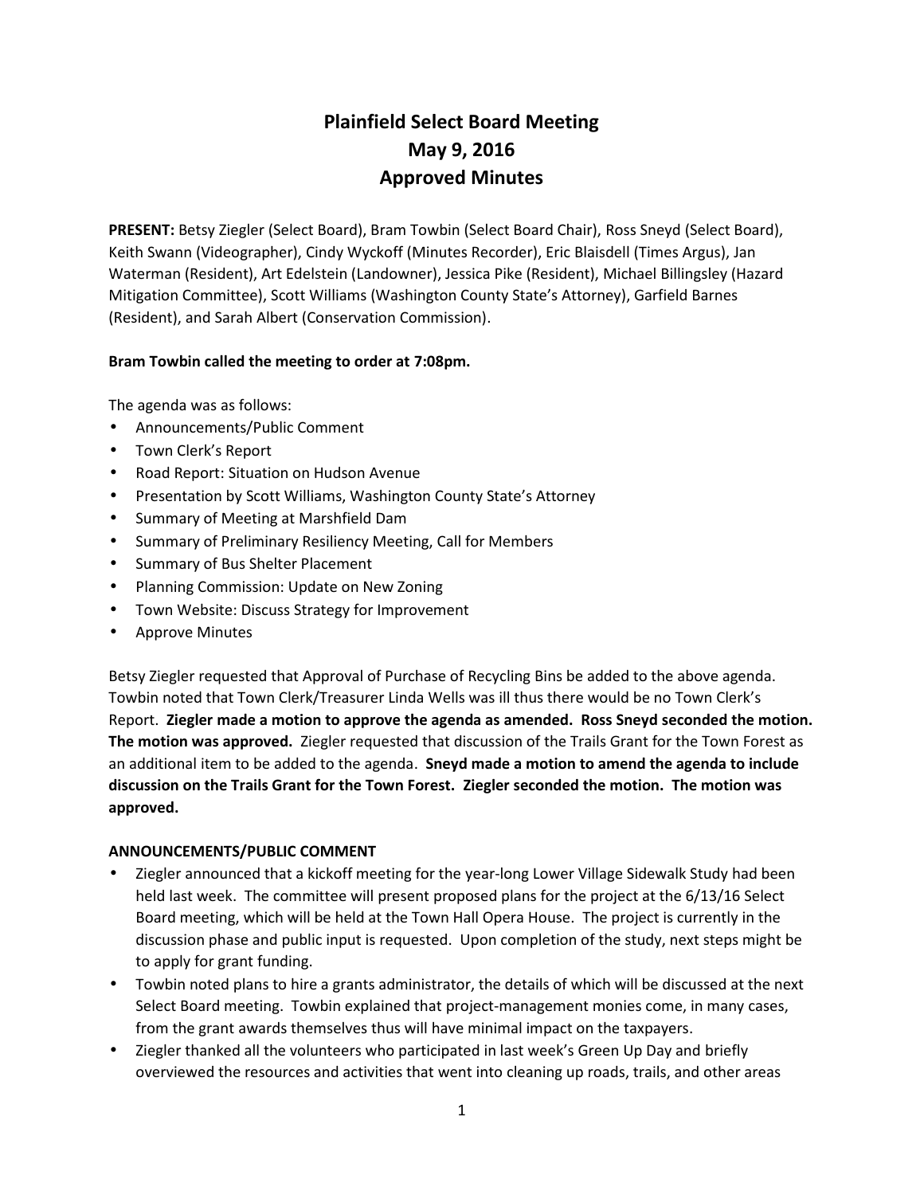# Plainfield Select Board Meeting
# May 9, 2016
# Approved Minutes

**PRESENT:** Betsy Ziegler (Select Board), Bram Towbin (Select Board Chair), Ross Sneyd (Select Board), Keith Swann (Videographer), Cindy Wyckoff (Minutes Recorder), Eric Blaisdell (Times Argus), Jan Waterman (Resident), Art Edelstein (Landowner), Jessica Pike (Resident), Michael Billingsley (Hazard Mitigation Committee), Scott Williams (Washington County State's Attorney), Garfield Barnes (Resident), and Sarah Albert (Conservation Commission).

**Bram Towbin called the meeting to order at 7:08pm.**

The agenda was as follows:

- Announcements/Public Comment
- Town Clerk's Report
- Road Report: Situation on Hudson Avenue
- Presentation by Scott Williams, Washington County State's Attorney
- Summary of Meeting at Marshfield Dam
- Summary of Preliminary Resiliency Meeting, Call for Members
- Summary of Bus Shelter Placement
- Planning Commission: Update on New Zoning
- Town Website: Discuss Strategy for Improvement
- Approve Minutes

Betsy Ziegler requested that Approval of Purchase of Recycling Bins be added to the above agenda. Towbin noted that Town Clerk/Treasurer Linda Wells was ill thus there would be no Town Clerk's Report. **Ziegler made a motion to approve the agenda as amended. Ross Sneyd seconded the motion. The motion was approved.** Ziegler requested that discussion of the Trails Grant for the Town Forest as an additional item to be added to the agenda. **Sneyd made a motion to amend the agenda to include discussion on the Trails Grant for the Town Forest. Ziegler seconded the motion. The motion was approved.**

**ANNOUNCEMENTS/PUBLIC COMMENT**

- Ziegler announced that a kickoff meeting for the year-long Lower Village Sidewalk Study had been held last week. The committee will present proposed plans for the project at the 6/13/16 Select Board meeting, which will be held at the Town Hall Opera House. The project is currently in the discussion phase and public input is requested. Upon completion of the study, next steps might be to apply for grant funding.
- Towbin noted plans to hire a grants administrator, the details of which will be discussed at the next Select Board meeting. Towbin explained that project-management monies come, in many cases, from the grant awards themselves thus will have minimal impact on the taxpayers.
- Ziegler thanked all the volunteers who participated in last week's Green Up Day and briefly overviewed the resources and activities that went into cleaning up roads, trails, and other areas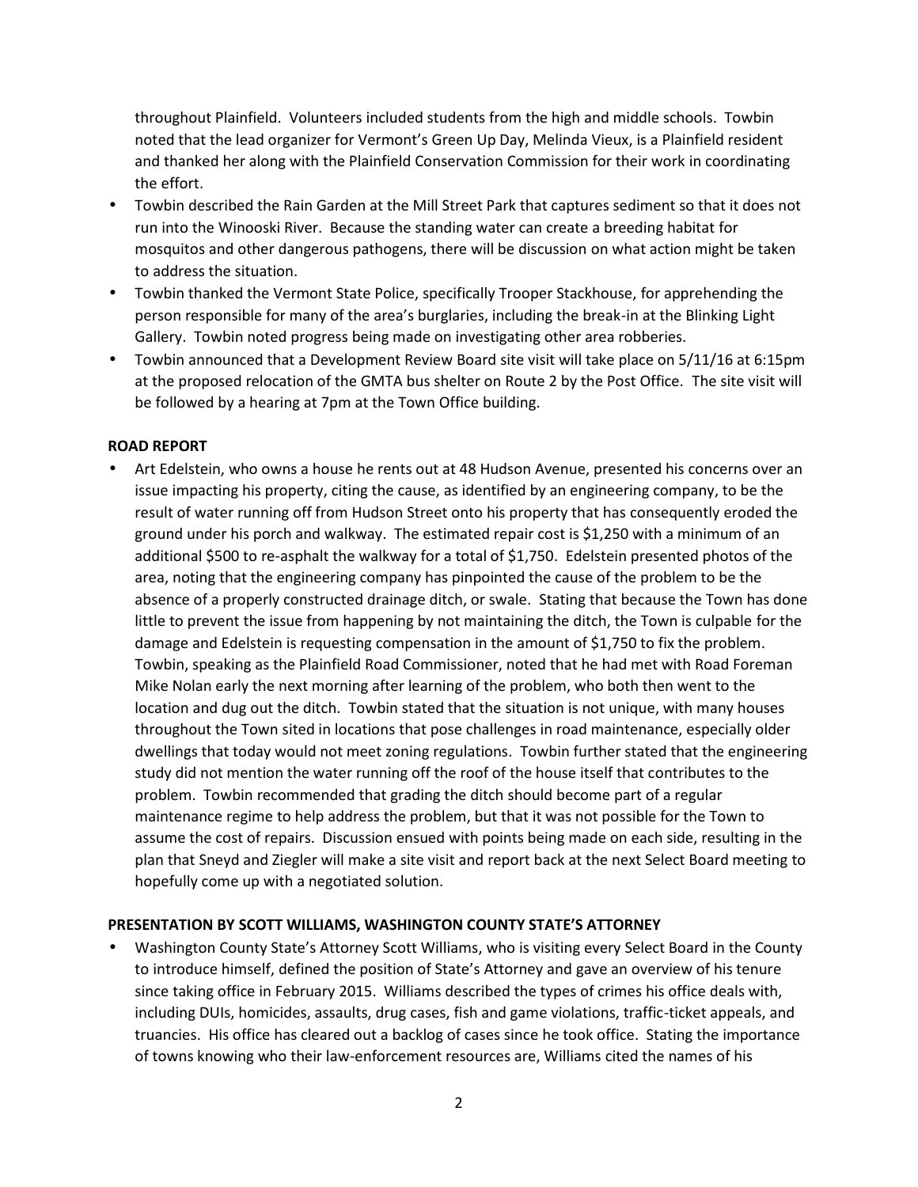throughout Plainfield. Volunteers included students from the high and middle schools. Towbin noted that the lead organizer for Vermont's Green Up Day, Melinda Vieux, is a Plainfield resident and thanked her along with the Plainfield Conservation Commission for their work in coordinating the effort.

- Towbin described the Rain Garden at the Mill Street Park that captures sediment so that it does not run into the Winooski River. Because the standing water can create a breeding habitat for mosquitos and other dangerous pathogens, there will be discussion on what action might be taken to address the situation.
- Towbin thanked the Vermont State Police, specifically Trooper Stackhouse, for apprehending the person responsible for many of the area's burglaries, including the break-in at the Blinking Light Gallery. Towbin noted progress being made on investigating other area robberies.
- Towbin announced that a Development Review Board site visit will take place on 5/11/16 at 6:15pm at the proposed relocation of the GMTA bus shelter on Route 2 by the Post Office. The site visit will be followed by a hearing at 7pm at the Town Office building.

**ROAD REPORT**

- Art Edelstein, who owns a house he rents out at 48 Hudson Avenue, presented his concerns over an issue impacting his property, citing the cause, as identified by an engineering company, to be the result of water running off from Hudson Street onto his property that has consequently eroded the ground under his porch and walkway. The estimated repair cost is $1,250 with a minimum of an additional $500 to re-asphalt the walkway for a total of $1,750. Edelstein presented photos of the area, noting that the engineering company has pinpointed the cause of the problem to be the absence of a properly constructed drainage ditch, or swale. Stating that because the Town has done little to prevent the issue from happening by not maintaining the ditch, the Town is culpable for the damage and Edelstein is requesting compensation in the amount of $1,750 to fix the problem. Towbin, speaking as the Plainfield Road Commissioner, noted that he had met with Road Foreman Mike Nolan early the next morning after learning of the problem, who both then went to the location and dug out the ditch. Towbin stated that the situation is not unique, with many houses throughout the Town sited in locations that pose challenges in road maintenance, especially older dwellings that today would not meet zoning regulations. Towbin further stated that the engineering study did not mention the water running off the roof of the house itself that contributes to the problem. Towbin recommended that grading the ditch should become part of a regular maintenance regime to help address the problem, but that it was not possible for the Town to assume the cost of repairs. Discussion ensued with points being made on each side, resulting in the plan that Sneyd and Ziegler will make a site visit and report back at the next Select Board meeting to hopefully come up with a negotiated solution.

**PRESENTATION BY SCOTT WILLIAMS, WASHINGTON COUNTY STATE'S ATTORNEY**

- Washington County State's Attorney Scott Williams, who is visiting every Select Board in the County to introduce himself, defined the position of State's Attorney and gave an overview of his tenure since taking office in February 2015. Williams described the types of crimes his office deals with, including DUIs, homicides, assaults, drug cases, fish and game violations, traffic-ticket appeals, and truancies. His office has cleared out a backlog of cases since he took office. Stating the importance of towns knowing who their law-enforcement resources are, Williams cited the names of his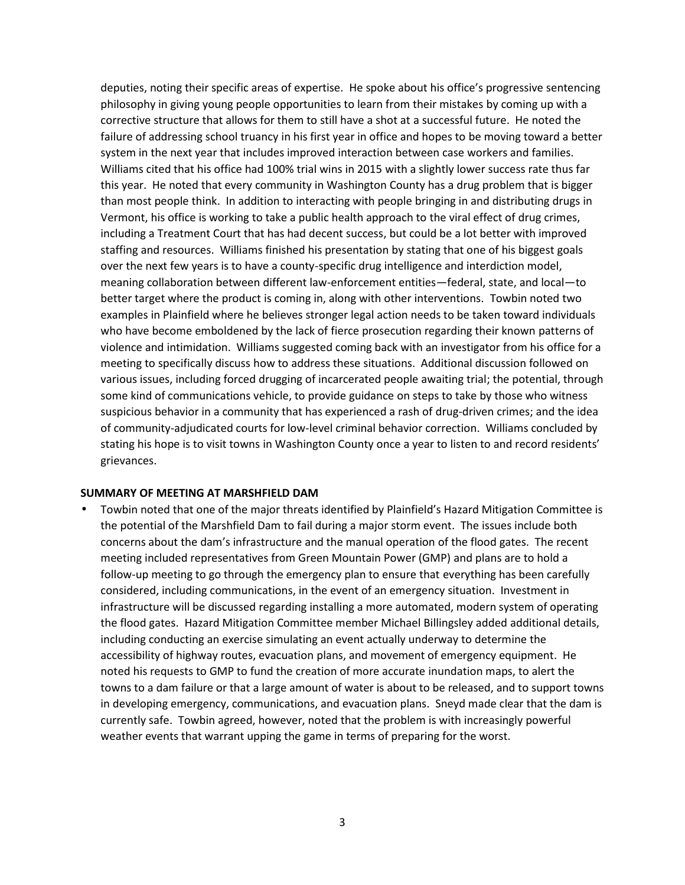deputies, noting their specific areas of expertise. He spoke about his office's progressive sentencing philosophy in giving young people opportunities to learn from their mistakes by coming up with a corrective structure that allows for them to still have a shot at a successful future. He noted the failure of addressing school truancy in his first year in office and hopes to be moving toward a better system in the next year that includes improved interaction between case workers and families. Williams cited that his office had 100% trial wins in 2015 with a slightly lower success rate thus far this year. He noted that every community in Washington County has a drug problem that is bigger than most people think. In addition to interacting with people bringing in and distributing drugs in Vermont, his office is working to take a public health approach to the viral effect of drug crimes, including a Treatment Court that has had decent success, but could be a lot better with improved staffing and resources. Williams finished his presentation by stating that one of his biggest goals over the next few years is to have a county-specific drug intelligence and interdiction model, meaning collaboration between different law-enforcement entities—federal, state, and local—to better target where the product is coming in, along with other interventions. Towbin noted two examples in Plainfield where he believes stronger legal action needs to be taken toward individuals who have become emboldened by the lack of fierce prosecution regarding their known patterns of violence and intimidation. Williams suggested coming back with an investigator from his office for a meeting to specifically discuss how to address these situations. Additional discussion followed on various issues, including forced drugging of incarcerated people awaiting trial; the potential, through some kind of communications vehicle, to provide guidance on steps to take by those who witness suspicious behavior in a community that has experienced a rash of drug-driven crimes; and the idea of community-adjudicated courts for low-level criminal behavior correction. Williams concluded by stating his hope is to visit towns in Washington County once a year to listen to and record residents' grievances.

**SUMMARY OF MEETING AT MARSHFIELD DAM**

- Towbin noted that one of the major threats identified by Plainfield's Hazard Mitigation Committee is the potential of the Marshfield Dam to fail during a major storm event. The issues include both concerns about the dam's infrastructure and the manual operation of the flood gates. The recent meeting included representatives from Green Mountain Power (GMP) and plans are to hold a follow-up meeting to go through the emergency plan to ensure that everything has been carefully considered, including communications, in the event of an emergency situation. Investment in infrastructure will be discussed regarding installing a more automated, modern system of operating the flood gates. Hazard Mitigation Committee member Michael Billingsley added additional details, including conducting an exercise simulating an event actually underway to determine the accessibility of highway routes, evacuation plans, and movement of emergency equipment. He noted his requests to GMP to fund the creation of more accurate inundation maps, to alert the towns to a dam failure or that a large amount of water is about to be released, and to support towns in developing emergency, communications, and evacuation plans. Sneyd made clear that the dam is currently safe. Towbin agreed, however, noted that the problem is with increasingly powerful weather events that warrant upping the game in terms of preparing for the worst.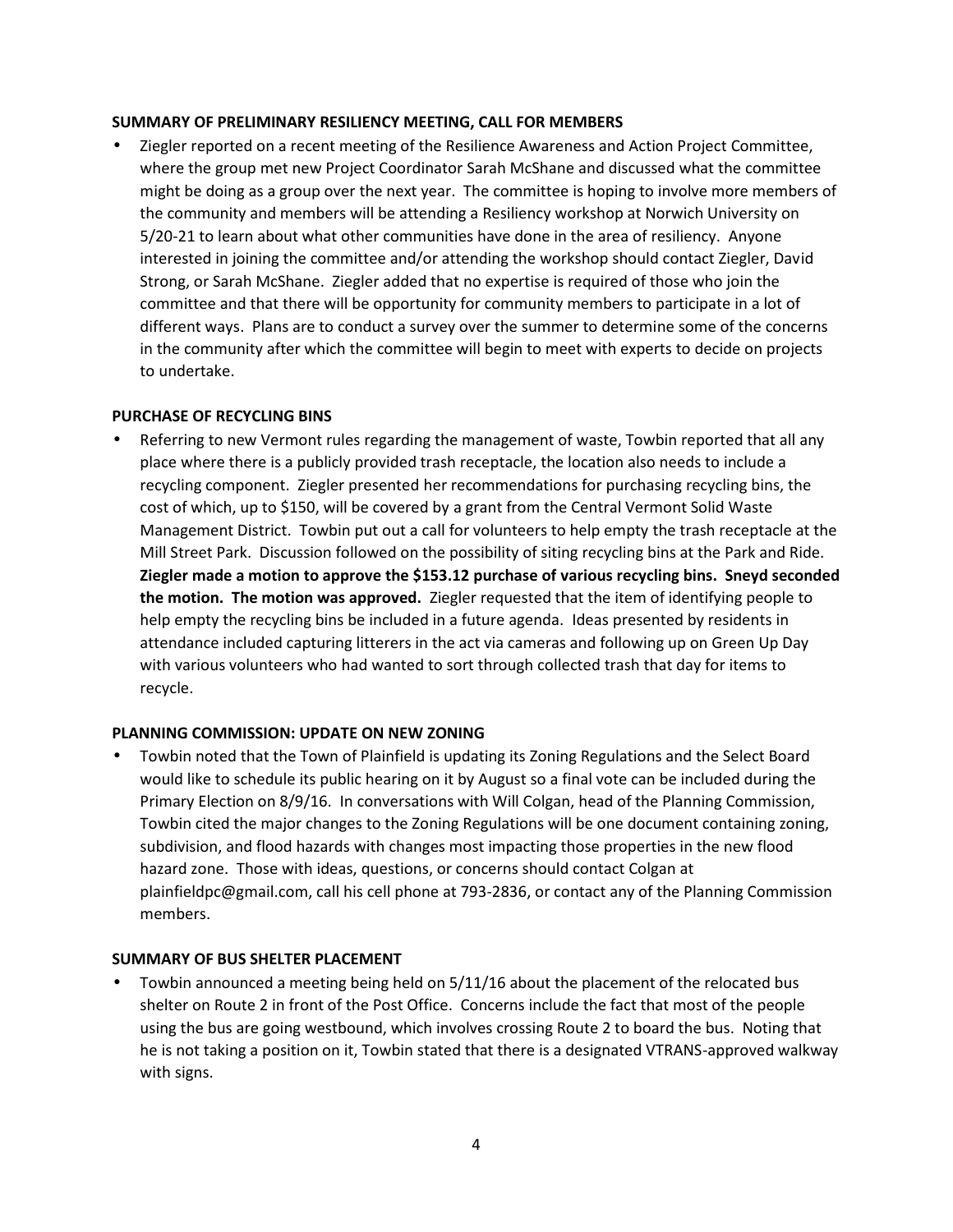**SUMMARY OF PRELIMINARY RESILIENCY MEETING, CALL FOR MEMBERS**

- Ziegler reported on a recent meeting of the Resilience Awareness and Action Project Committee, where the group met new Project Coordinator Sarah McShane and discussed what the committee might be doing as a group over the next year. The committee is hoping to involve more members of the community and members will be attending a Resiliency workshop at Norwich University on 5/20-21 to learn about what other communities have done in the area of resiliency. Anyone interested in joining the committee and/or attending the workshop should contact Ziegler, David Strong, or Sarah McShane. Ziegler added that no expertise is required of those who join the committee and that there will be opportunity for community members to participate in a lot of different ways. Plans are to conduct a survey over the summer to determine some of the concerns in the community after which the committee will begin to meet with experts to decide on projects to undertake.

**PURCHASE OF RECYCLING BINS**

- Referring to new Vermont rules regarding the management of waste, Towbin reported that all any place where there is a publicly provided trash receptacle, the location also needs to include a recycling component. Ziegler presented her recommendations for purchasing recycling bins, the cost of which, up to $150, will be covered by a grant from the Central Vermont Solid Waste Management District. Towbin put out a call for volunteers to help empty the trash receptacle at the Mill Street Park. Discussion followed on the possibility of siting recycling bins at the Park and Ride. **Ziegler made a motion to approve the $153.12 purchase of various recycling bins. Sneyd seconded the motion. The motion was approved.** Ziegler requested that the item of identifying people to help empty the recycling bins be included in a future agenda. Ideas presented by residents in attendance included capturing litterers in the act via cameras and following up on Green Up Day with various volunteers who had wanted to sort through collected trash that day for items to recycle.

**PLANNING COMMISSION: UPDATE ON NEW ZONING**

- Towbin noted that the Town of Plainfield is updating its Zoning Regulations and the Select Board would like to schedule its public hearing on it by August so a final vote can be included during the Primary Election on 8/9/16. In conversations with Will Colgan, head of the Planning Commission, Towbin cited the major changes to the Zoning Regulations will be one document containing zoning, subdivision, and flood hazards with changes most impacting those properties in the new flood hazard zone. Those with ideas, questions, or concerns should contact Colgan at plainfieldpc@gmail.com, call his cell phone at 793-2836, or contact any of the Planning Commission members.

**SUMMARY OF BUS SHELTER PLACEMENT**

- Towbin announced a meeting being held on 5/11/16 about the placement of the relocated bus shelter on Route 2 in front of the Post Office. Concerns include the fact that most of the people using the bus are going westbound, which involves crossing Route 2 to board the bus. Noting that he is not taking a position on it, Towbin stated that there is a designated VTRANS-approved walkway with signs.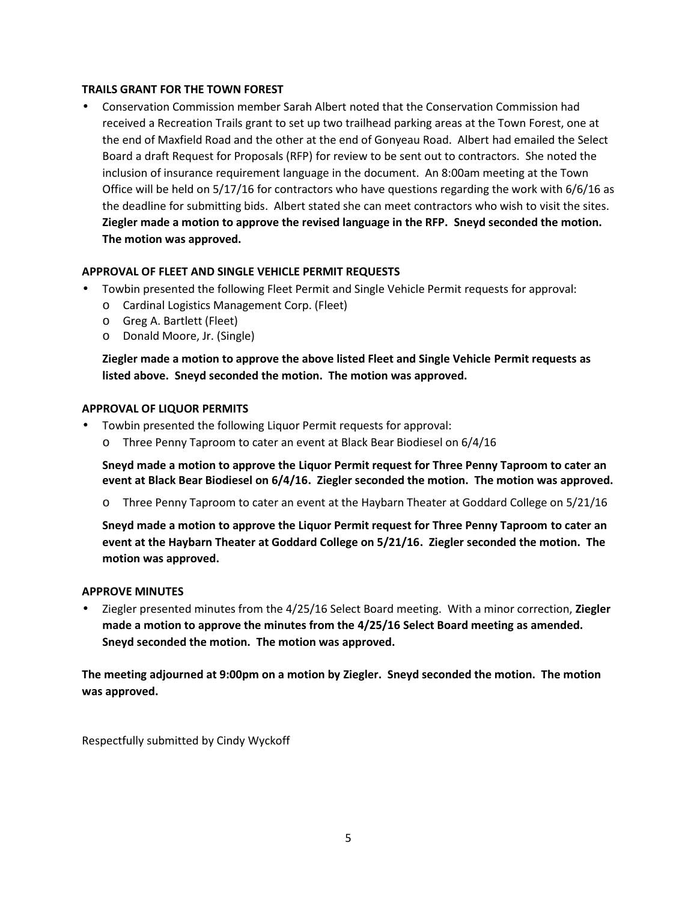**TRAILS GRANT FOR THE TOWN FOREST**

- Conservation Commission member Sarah Albert noted that the Conservation Commission had received a Recreation Trails grant to set up two trailhead parking areas at the Town Forest, one at the end of Maxfield Road and the other at the end of Gonyeau Road. Albert had emailed the Select Board a draft Request for Proposals (RFP) for review to be sent out to contractors. She noted the inclusion of insurance requirement language in the document. An 8:00am meeting at the Town Office will be held on 5/17/16 for contractors who have questions regarding the work with 6/6/16 as the deadline for submitting bids. Albert stated she can meet contractors who wish to visit the sites. **Ziegler made a motion to approve the revised language in the RFP. Sneyd seconded the motion. The motion was approved.**

**APPROVAL OF FLEET AND SINGLE VEHICLE PERMIT REQUESTS**

- Towbin presented the following Fleet Permit and Single Vehicle Permit requests for approval:
  - Cardinal Logistics Management Corp. (Fleet)
  - Greg A. Bartlett (Fleet)
  - Donald Moore, Jr. (Single)

  **Ziegler made a motion to approve the above listed Fleet and Single Vehicle Permit requests as listed above. Sneyd seconded the motion. The motion was approved.**

**APPROVAL OF LIQUOR PERMITS**

- Towbin presented the following Liquor Permit requests for approval:
  - Three Penny Taproom to cater an event at Black Bear Biodiesel on 6/4/16

  **Sneyd made a motion to approve the Liquor Permit request for Three Penny Taproom to cater an event at Black Bear Biodiesel on 6/4/16. Ziegler seconded the motion. The motion was approved.**

  - Three Penny Taproom to cater an event at the Haybarn Theater at Goddard College on 5/21/16

  **Sneyd made a motion to approve the Liquor Permit request for Three Penny Taproom to cater an event at the Haybarn Theater at Goddard College on 5/21/16. Ziegler seconded the motion. The motion was approved.**

**APPROVE MINUTES**

- Ziegler presented minutes from the 4/25/16 Select Board meeting. With a minor correction, **Ziegler made a motion to approve the minutes from the 4/25/16 Select Board meeting as amended. Sneyd seconded the motion. The motion was approved.**

**The meeting adjourned at 9:00pm on a motion by Ziegler. Sneyd seconded the motion. The motion was approved.**

Respectfully submitted by Cindy Wyckoff